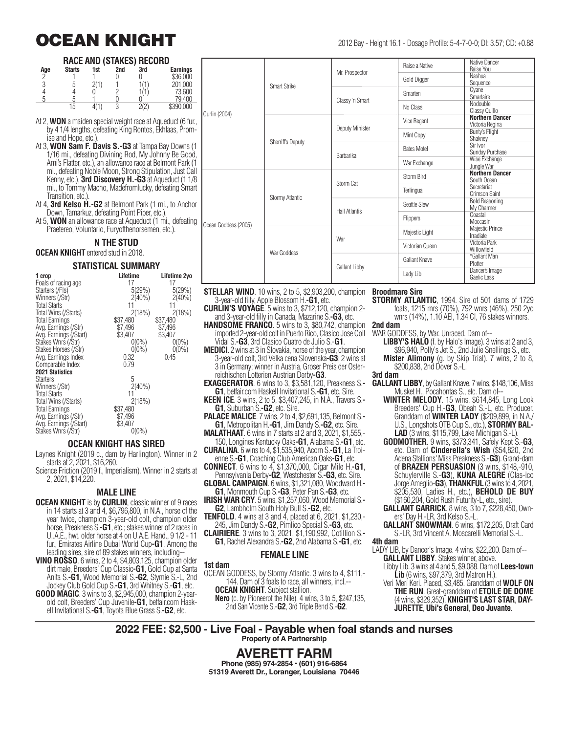# OCEAN KNIGHT

2012 Bay - Height 16.1 - Dosage Profile: 5-4-7-0-0; DI: 3.57; CD: +0.88

## RACE AND (STAKES) RECORD

| Age | Starts | 1st | 2nd | 3rd | Earnings |
|---|---|---|---|---|---|
| 2 | 1 | 1 | 0 | 0 | $36,000 |
| 3 | 5 | 2(1) | 1 | 1(1) | 201,000 |
| 4 | 4 | 0 | 2 | 1(1) | 73,600 |
| 5 | 5 | 1 | 0 | 0 | 79,400 |
| | 15 | 4(1) | 3 | 2(2) | $390,000 |

At 2, **WON** a maiden special weight race at Aqueduct (6 fur., by 4 1/4 lengths, defeating King Rontos, Ekhlaas, Promise and Hope, etc.).

At 3, **WON Sam F. Davis S.-G3** at Tampa Bay Downs (1 1/16 mi., defeating Divining Rod, My Johnny Be Good, Ami's Flatter, etc.), an allowance race at Belmont Park (1 mi., defeating Noble Moon, Strong Stipulation, Just Call Kenny, etc.), **3rd Discovery H.-G3** at Aqueduct (1 1/8 mi., to Tommy Macho, Madefromlucky, defeating Smart Transition, etc.).

At 4, **3rd Kelso H.-G2** at Belmont Park (1 mi., to Anchor Down, Tamarkuz, defeating Point Piper, etc.).

At 5, **WON** an allowance race at Aqueduct (1 mi., defeating Praetereo, Voluntario, Furyofthenorsemen, etc.).

## N THE STUD

**OCEAN KNIGHT** entered stud in 2018.

## STATISTICAL SUMMARY

| 1 crop | Lifetime | Lifetime 2yo |
|---|---|---|
| Foals of racing age | 17 | 17 |
| Starters (/Fls) | 5(29%) | 5(29%) |
| Winners (/Str) | 2(40%) | 2(40%) |
| Total Starts | 11 | 11 |
| Total Wins (/Starts) | 2(18%) | 2(18%) |
| Total Earnings | $37,480 | $37,480 |
| Avg. Earnings (/Str) | $7,496 | $7,496 |
| Avg. Earnings (/Start) | $3,407 | $3,407 |
| Stakes Wnrs (/Str) | 0(0%) | 0(0%) |
| Stakes Horses (/Str) | 0(0%) | 0(0%) |
| Avg. Earnings Index | 0.32 | 0.45 |
| Comparable Index | 0.79 | |
| **2021 Statistics** | | |
| Starters | 5 | |
| Winners (/Str) | 2(40%) | |
| Total Starts | 11 | |
| Total Wins (/Starts) | 2(18%) | |
| Total Earnings | $37,480 | |
| Avg. Earnings (/Str) | $7,496 | |
| Avg. Earnings (/Start) | $3,407 | |
| Stakes Wnrs (/Str) | 0(0%) | |

## OCEAN KNIGHT HAS SIRED

Laynes Knight (2019 c., dam by Harlington). Winner in 2 starts at 2, 2021, $16,260.

Science Friction (2019 f., Imperialism). Winner in 2 starts at 2, 2021, $14,220.

## MALE LINE

**OCEAN KNIGHT** is by **CURLIN**, classic winner of 9 races in 14 starts at 3 and 4, $6,796,800, in N.A., horse of the year twice, champion 3-year-old colt, champion older horse, Preakness S.**-G1**, etc.; stakes winner of 2 races in U..A.E., hwt. older horse at 4 on U.A.E. Hand., 9 1/2 - 11 fur., Emirates Airline Dubai World Cup**-G1**. Among the leading sires, sire of 89 stakes winners, including--

**VINO ROSSO**. 6 wins, 2 to 4, $4,803,125, champion older dirt male, Breeders' Cup Classic**-G1**, Gold Cup at Santa Anita S.**-G1**, Wood Memorial S.**-G2**, Stymie S.-L, 2nd Jockey Club Gold Cup S.**-G1**, 3rd Whitney S.-**G1**, etc.

**GOOD MAGIC**. 3 wins to 3, $2,945,000, champion 2-year-old colt, Breeders' Cup Juvenile**-G1**, betfair.com Haskell Invitational S.**-G1**, Toyota Blue Grass S.**-G2**, etc.

| | | | | |
|---|---|---|---|---|
| Curlin (2004) | Smart Strike | Mr. Prospector | Raise a Native | Native Dancer / Raise You |
| | | | Gold Digger | Nashua / Sequence |
| | | Classy 'n Smart | Smarten | Cyane / Smartaire |
| | | | No Class | Nodouble / Classy Quillo |
| | Sherriff's Deputy | Deputy Minister | Vice Regent | **Northern Dancer** / Victoria Regina |
| | | | Mint Copy | Bunty's Flight / Shakney |
| | | Barbarika | Bates Motel | Sir Ivor / Sunday Purchase |
| | | | War Exchange | Wise Exchange / Jungle War |
| Ocean Goddess (2005) | Stormy Atlantic | Storm Cat | Storm Bird | **Northern Dancer** / South Ocean |
| | | | Terlingua | Secretariat / Crimson Saint |
| | | Hail Atlantis | Seattle Slew | Bold Reasoning / My Charmer |
| | | | Flippers | Coastal / Moccasin |
| | War Goddess | War | Majestic Light | Majestic Prince / Irradiate |
| | | | Victorian Queen | Victoria Park / Willowfield |
| | | Gallant Libby | Gallant Knave | *Gallant Man / Plotter |
| | | | Lady Lib | Dancer's Image / Gaelic Lass |

**STELLAR WIND**. 10 wins, 2 to 5, $2,903,200, champion 3-year-old filly, Apple Blossom H.**-G1**, etc.

**CURLIN'S VOYAGE**. 5 wins to 3, $712,120, champion 2- and 3-year-old filly in Canada, Mazarine S.**-G3**, etc.

**HANDSOME FRANCO**. 5 wins to 3, $80,742, champion imported 2-year-old colt in Puerto Rico, Clasico Jose Coll Vidal S.**-G3**, 3rd Clasico Cuatro de Julio S.**-G1**.

**MEDICI**. 2 wins at 3 in Slovakia, horse of the year, champion 3-year-old colt, 3rd Velka cena Slovenska**-G3**; 2 wins at 3 in Germany; winner in Austria, Groser Preis der Osterreichischen Lotterien Austrian Derby**-G3**.

**EXAGGERATOR**. 6 wins to 3, $3,581,120, Preakness S.**-G1**, betfair.com Haskell Invitational S.**-G1**, etc. Sire.

**KEEN ICE**. 3 wins, 2 to 5, $3,407,245, in N.A., Travers S.**-G1**, Suburban S.**-G2**, etc. Sire.

**PALACE MALICE**. 7 wins, 2 to 4, $2,691,135, Belmont S.**-G1**, Metropolitan H.**-G1**, Jim Dandy S.**-G2**, etc. Sire.

**MALATHAAT**. 6 wins in 7 starts at 2 and 3, 2021, $1,555,150, Longines Kentucky Oaks**-G1**, Alabama S.**-G1**, etc.

**CURALINA**. 6 wins to 4, $1,535,940, Acorn S.**-G1**, La Troienne S.**-G1**, Coaching Club American Oaks**-G1**, etc.

**CONNECT**. 6 wins to 4, $1,370,000, Cigar Mile H.**-G1**, Pennsylvania Derby**-G2**, Westchester S.**-G3**, etc. Sire.

**GLOBAL CAMPAIGN**. 6 wins, $1,321,080, Woodward H.**-G1**, Monmouth Cup S.**-G3**, Peter Pan S.**-G3**, etc.

**IRISH WAR CRY**. 5 wins, $1,257,060, Wood Memorial S.**-G2**, Lambholm South Holy Bull S.**-G2**, etc.

**TENFOLD**. 4 wins at 3 and 4, placed at 6, 2021, $1,230,245, Jim Dandy S.**-G2**, Pimlico Special S.**-G3**, etc.

**CLAIRIERE**. 3 wins to 3, 2021, $1,190,992, Cotillion S.**-G1**, Rachel Alexandra S.**-G2**, 2nd Alabama S.**-G1**, etc.

## FEMALE LINE

**1st dam**

OCEAN GODDESS, by Stormy Atlantic. 3 wins to 4, $111,144. Dam of 3 foals to race, all winners, incl.--

**OCEAN KNIGHT**. Subject stallion.

**Nero** (c. by Pioneerof the Nile). 4 wins, 3 to 5, $247,135, 2nd San Vicente S.-**G2**, 3rd Triple Bend S.-**G2**.

**Broodmare Sire**

**STORMY ATLANTIC**, 1994. Sire of 501 dams of 1729 foals, 1215 rnrs (70%), 792 wnrs (46%), 250 2yo wnrs (14%), 1.10 AEI, 1.34 CI, 76 stakes winners.

**2nd dam**

WAR GODDESS, by War. Unraced. Dam of--

**LIBBY'S HALO** (f. by Halo's Image). 3 wins at 2 and 3, $96,940, Polly's Jet S., 2nd Julie Snellings S., etc.

**Mister Alimony** (g. by Skip Trial). 7 wins, 2 to 8, $200,838, 2nd Dover S.-L.

**3rd dam**

**GALLANT LIBBY**, by Gallant Knave. 7 wins, $148,106, Miss Musket H., Pocahontas S., etc. Dam of--

**WINTER MELODY**. 15 wins, $614,845, Long Look Breeders' Cup H.-**G3**, Obeah S.-L, etc. Producer. Granddam of **WINTER LADY** ($209,899, in N.A./U.S., Longshots OTB Cup S., etc.), **STORMY BALLAD** (3 wins, $115,799, Lake Michigan S.-L).

**GODMOTHER**. 9 wins, $373,341, Safely Kept S.-**G3**, etc. Dam of **Cinderella's Wish** ($54,820, 2nd Adena Stallions' Miss Preakness S.-**G3**). Grand-dam of **BRAZEN PERSUASION** (3 wins, $148,910, Schuylerville S.-**G3**), **KUNA ALEGRE** (Clasico Jorge Ameglio-**G3**), **THANKFUL** (3 wins to 4, 2021, $205,530, Ladies H., etc.), **BEHOLD DE BUY** ($160,204, Gold Rush Futurity-L, etc., sire).

**GALLANT GARRICK**. 8 wins, 3 to 7, $228,450, Owners' Day H.-LR, 3rd Kelso S.-L.

**GALLANT SNOWMAN**. 6 wins, $172,205, Draft Card S.-LR, 3rd Vincent A. Moscarelli Memorial S.-L.

**4th dam**

LADY LIB, by Dancer's Image. 4 wins, $22,200. Dam of--

**GALLANT LIBBY**. Stakes winner, above.

Libby Lib. 3 wins at 4 and 5, $9,088. Dam of **Lees-town Lib** (6 wins, $97,379, 3rd Matron H.).

Veri Meri Keri. Placed, $3,485. Granddam of **WOLF ON THE RUN**. Great-granddam of **ETOILE DE DOME** (4 wins, $329,352), **KNIGHT'S LAST STAR**, **DAY-JURETTE**, **Ubi's General**, **Deo Juvante**.

**2022 FEE: $2,500 - Live Foal - Payable when foal stands and nurses**

**Property of A Partnership**

## AVERETT FARM

**Phone (985) 974-2854 • (601) 916-6864**

**51319 Averett Dr., Loranger, Louisiana 70446**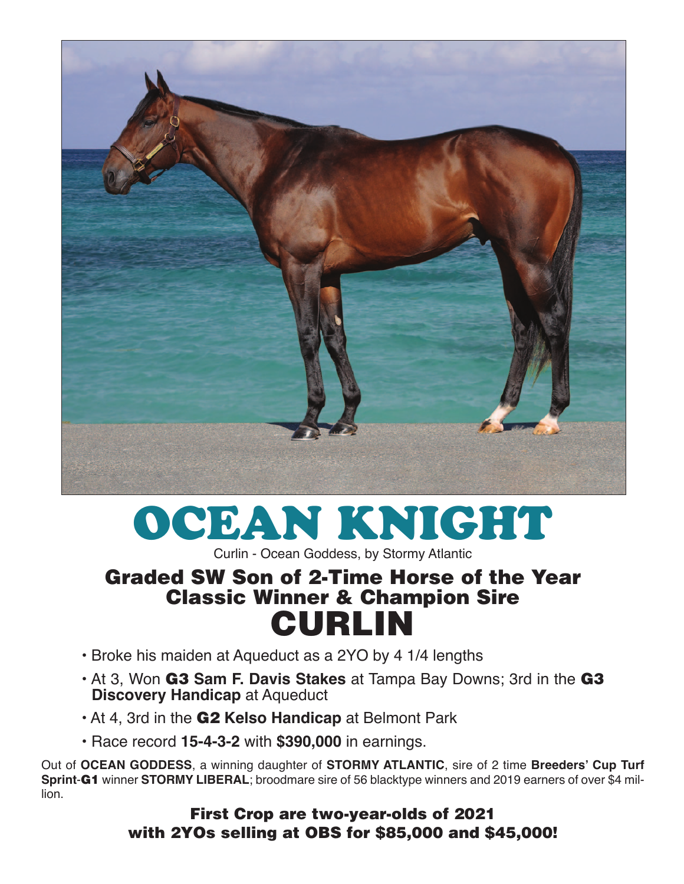# OCEAN KNIGHT

Curlin - Ocean Goddess, by Stormy Atlantic

## Graded SW Son of 2-Time Horse of the Year Classic Winner & Champion Sire

# CURLIN

- Broke his maiden at Aqueduct as a 2YO by 4 1/4 lengths
- At 3, Won **G3 Sam F. Davis Stakes** at Tampa Bay Downs; 3rd in the **G3 Discovery Handicap** at Aqueduct
- At 4, 3rd in the **G2 Kelso Handicap** at Belmont Park
- Race record **15-4-3-2** with **$390,000** in earnings.

Out of **OCEAN GODDESS**, a winning daughter of **STORMY ATLANTIC**, sire of 2 time **Breeders' Cup Turf Sprint**-**G1** winner **STORMY LIBERAL**; broodmare sire of 56 blacktype winners and 2019 earners of over $4 million.

**First Crop are two-year-olds of 2021 with 2YOs selling at OBS for $85,000 and $45,000!**